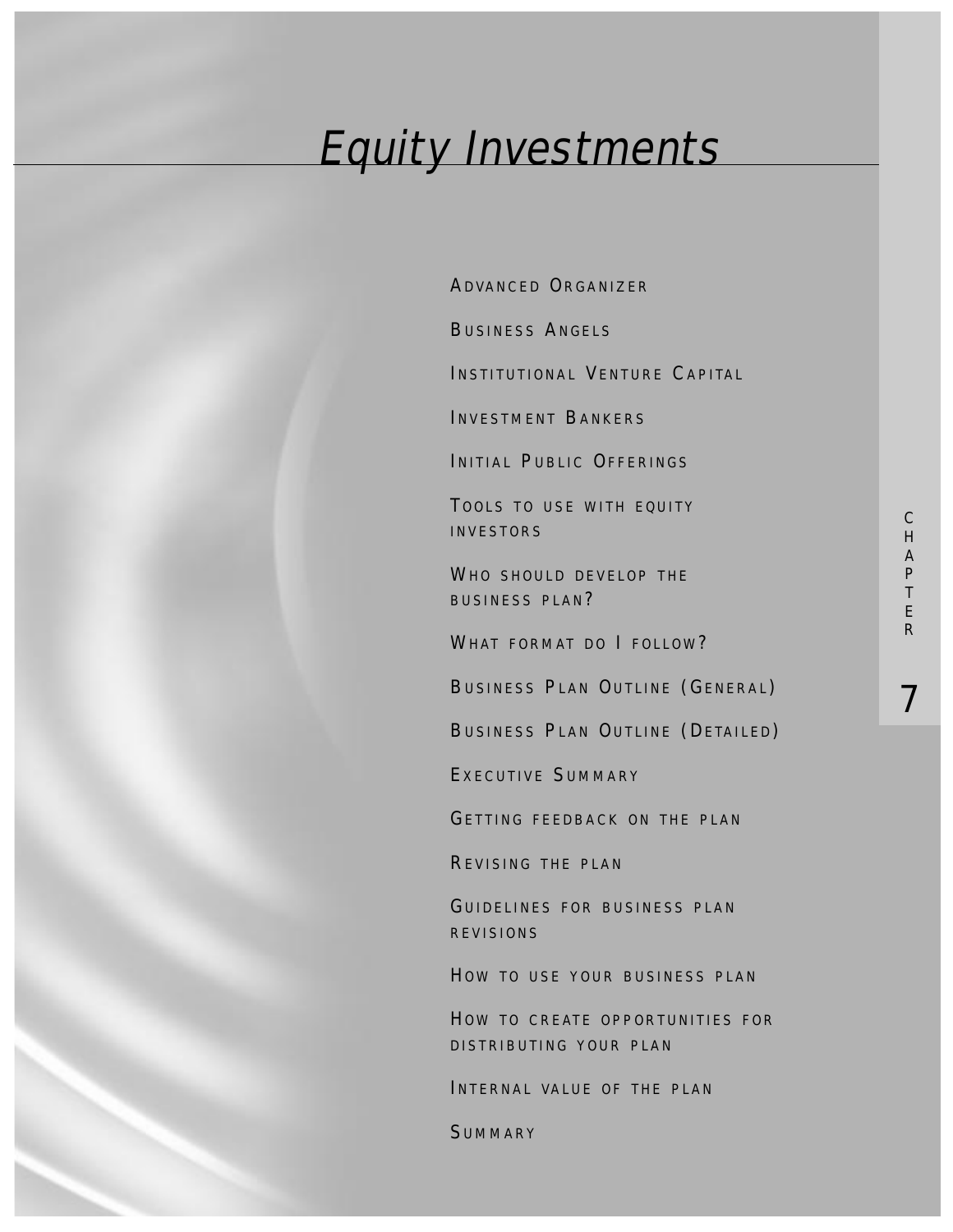# Equity Investments

Chapter 7

- Advanced Organizer
- Business Angels
- Institutional Venture Capital
- Investment Bankers
- Initial Public Offerings
- Tools to use with equity investors
- Who should develop the business plan?
- What format do I follow?
- Business Plan Outline (General)
- Business Plan Outline (Detailed)
- Executive Summary
- Getting feedback on the plan
- Revising the plan
- Guidelines for business plan revisions
- How to use your business plan
- How to create opportunities for distributing your plan
- Internal value of the plan
- Summary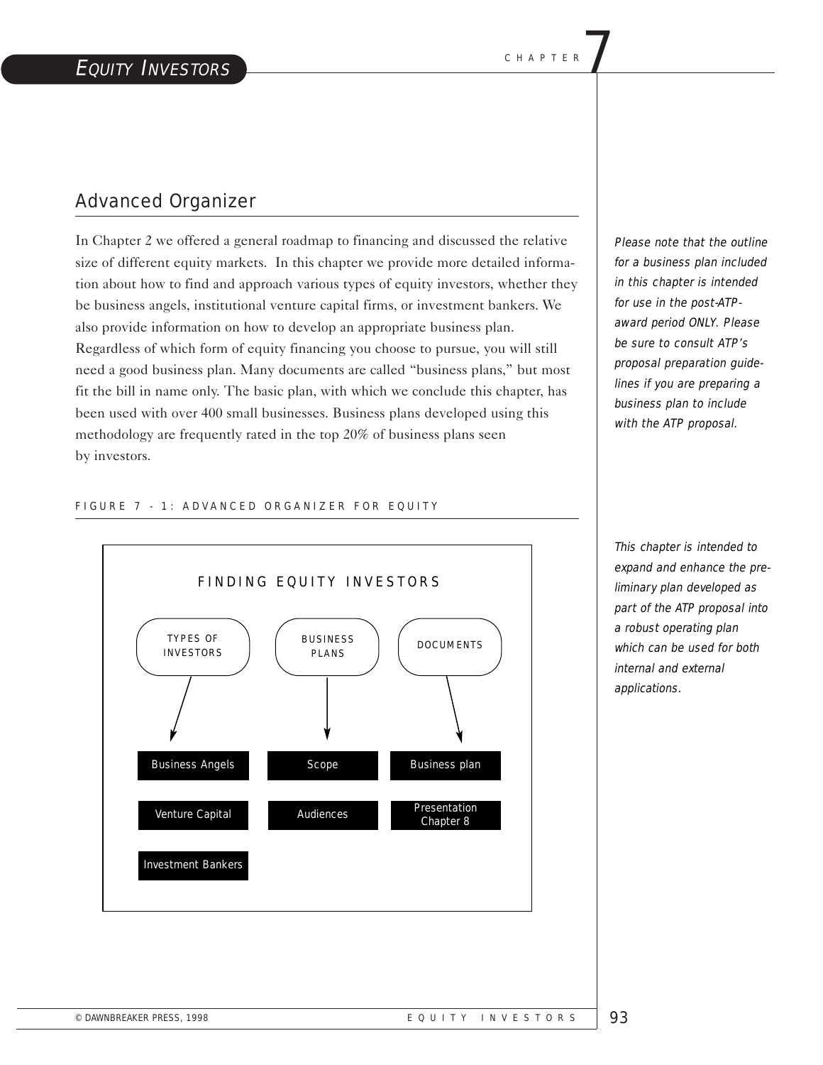# EQUITY INVESTORS

CHAPTER 7

## Advanced Organizer

In Chapter 2 we offered a general roadmap to financing and discussed the relative size of different equity markets. In this chapter we provide more detailed information about how to find and approach various types of equity investors, whether they be business angels, institutional venture capital firms, or investment bankers. We also provide information on how to develop an appropriate business plan. Regardless of which form of equity financing you choose to pursue, you will still need a good business plan. Many documents are called "business plans," but most fit the bill in name only. The basic plan, with which we conclude this chapter, has been used with over 400 small businesses. Business plans developed using this methodology are frequently rated in the top 20% of business plans seen by investors.

*Please note that the outline for a business plan included in this chapter is intended for use in the post-ATP-award period ONLY. Please be sure to consult ATP's proposal preparation guidelines if you are preparing a business plan to include with the ATP proposal.*

FIGURE 7 - 1: ADVANCED ORGANIZER FOR EQUITY

FINDING EQUITY INVESTORS

| TYPES OF INVESTORS | BUSINESS PLANS | DOCUMENTS |
| --- | --- | --- |
| Business Angels | Scope | Business plan |
| Venture Capital | Audiences | Presentation Chapter 8 |
| Investment Bankers | | |

*This chapter is intended to expand and enhance the preliminary plan developed as part of the ATP proposal into a robust operating plan which can be used for both internal and external applications.*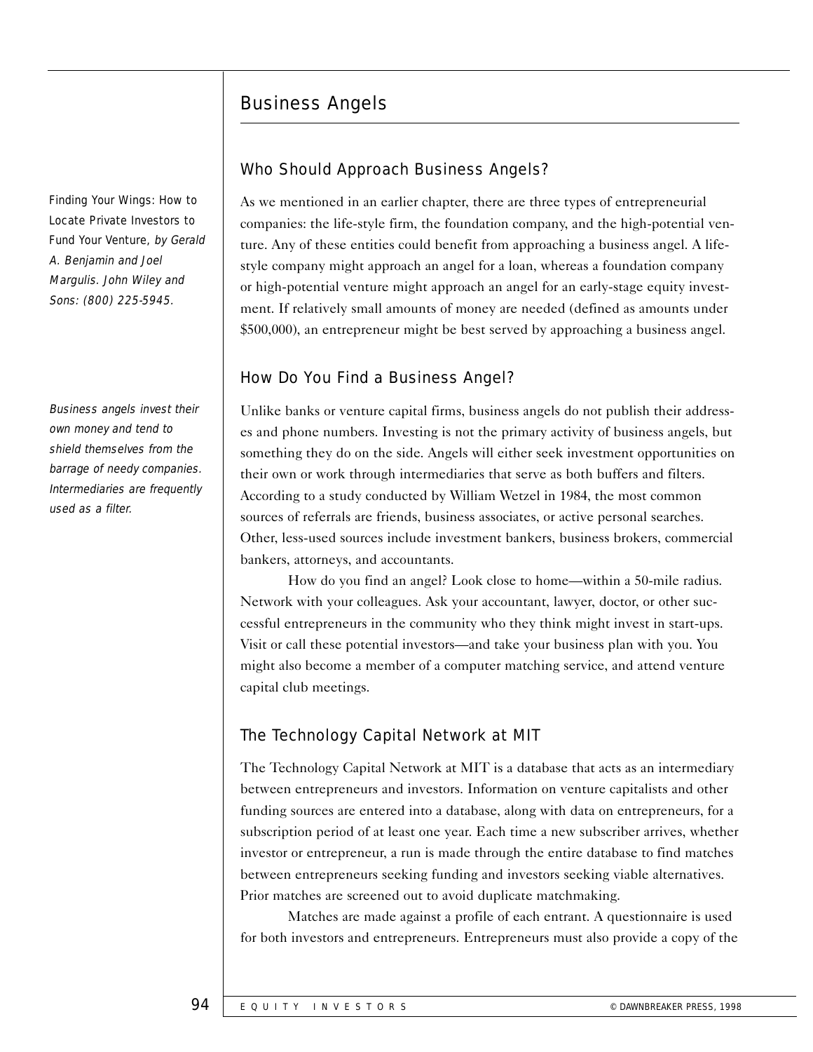## Business Angels

### Who Should Approach Business Angels?

*Finding Your Wings: How to Locate Private Investors to Fund Your Venture, by Gerald A. Benjamin and Joel Margulis. John Wiley and Sons: (800) 225-5945.*

As we mentioned in an earlier chapter, there are three types of entrepreneurial companies: the life-style firm, the foundation company, and the high-potential venture. Any of these entities could benefit from approaching a business angel. A life-style company might approach an angel for a loan, whereas a foundation company or high-potential venture might approach an angel for an early-stage equity investment. If relatively small amounts of money are needed (defined as amounts under $500,000), an entrepreneur might be best served by approaching a business angel.

### How Do You Find a Business Angel?

*Business angels invest their own money and tend to shield themselves from the barrage of needy companies. Intermediaries are frequently used as a filter.*

Unlike banks or venture capital firms, business angels do not publish their addresses and phone numbers. Investing is not the primary activity of business angels, but something they do on the side. Angels will either seek investment opportunities on their own or work through intermediaries that serve as both buffers and filters. According to a study conducted by William Wetzel in 1984, the most common sources of referrals are friends, business associates, or active personal searches. Other, less-used sources include investment bankers, business brokers, commercial bankers, attorneys, and accountants.

How do you find an angel? Look close to home—within a 50-mile radius. Network with your colleagues. Ask your accountant, lawyer, doctor, or other successful entrepreneurs in the community who they think might invest in start-ups. Visit or call these potential investors—and take your business plan with you. You might also become a member of a computer matching service, and attend venture capital club meetings.

### The Technology Capital Network at MIT

The Technology Capital Network at MIT is a database that acts as an intermediary between entrepreneurs and investors. Information on venture capitalists and other funding sources are entered into a database, along with data on entrepreneurs, for a subscription period of at least one year. Each time a new subscriber arrives, whether investor or entrepreneur, a run is made through the entire database to find matches between entrepreneurs seeking funding and investors seeking viable alternatives. Prior matches are screened out to avoid duplicate matchmaking.

Matches are made against a profile of each entrant. A questionnaire is used for both investors and entrepreneurs. Entrepreneurs must also provide a copy of the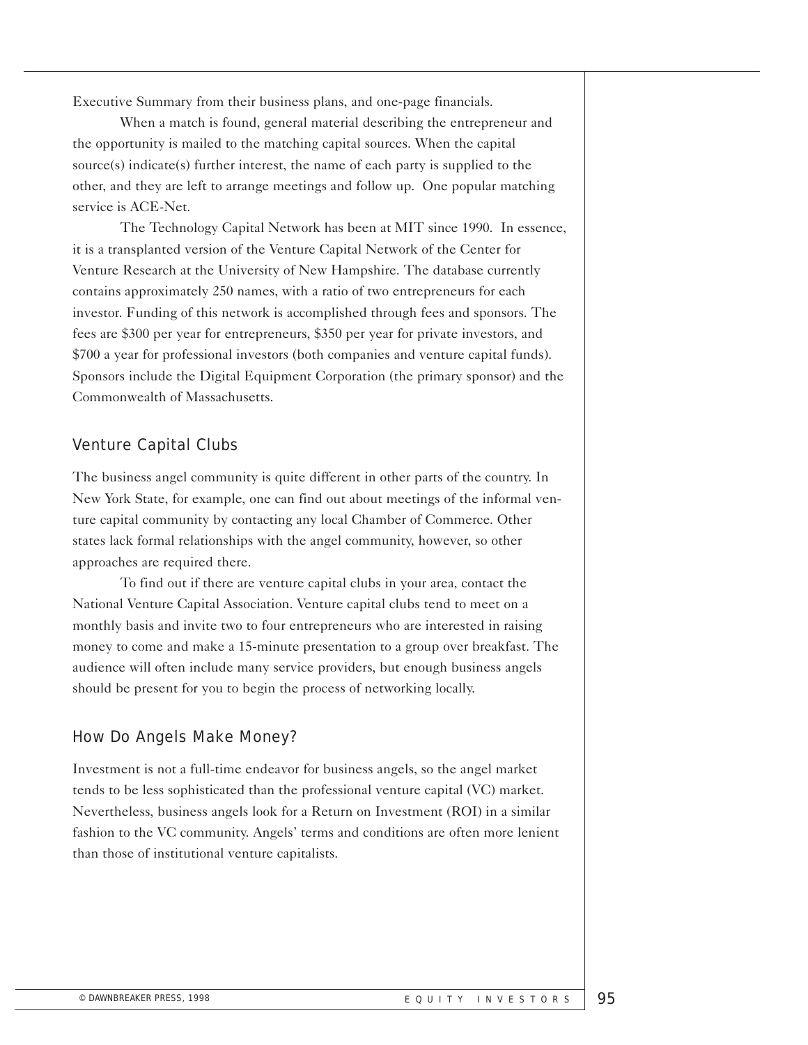Executive Summary from their business plans, and one-page financials.

When a match is found, general material describing the entrepreneur and the opportunity is mailed to the matching capital sources. When the capital source(s) indicate(s) further interest, the name of each party is supplied to the other, and they are left to arrange meetings and follow up. One popular matching service is ACE-Net.

The Technology Capital Network has been at MIT since 1990. In essence, it is a transplanted version of the Venture Capital Network of the Center for Venture Research at the University of New Hampshire. The database currently contains approximately 250 names, with a ratio of two entrepreneurs for each investor. Funding of this network is accomplished through fees and sponsors. The fees are $300 per year for entrepreneurs, $350 per year for private investors, and $700 a year for professional investors (both companies and venture capital funds). Sponsors include the Digital Equipment Corporation (the primary sponsor) and the Commonwealth of Massachusetts.

## Venture Capital Clubs

The business angel community is quite different in other parts of the country. In New York State, for example, one can find out about meetings of the informal venture capital community by contacting any local Chamber of Commerce. Other states lack formal relationships with the angel community, however, so other approaches are required there.

To find out if there are venture capital clubs in your area, contact the National Venture Capital Association. Venture capital clubs tend to meet on a monthly basis and invite two to four entrepreneurs who are interested in raising money to come and make a 15-minute presentation to a group over breakfast. The audience will often include many service providers, but enough business angels should be present for you to begin the process of networking locally.

## How Do Angels Make Money?

Investment is not a full-time endeavor for business angels, so the angel market tends to be less sophisticated than the professional venture capital (VC) market. Nevertheless, business angels look for a Return on Investment (ROI) in a similar fashion to the VC community. Angels' terms and conditions are often more lenient than those of institutional venture capitalists.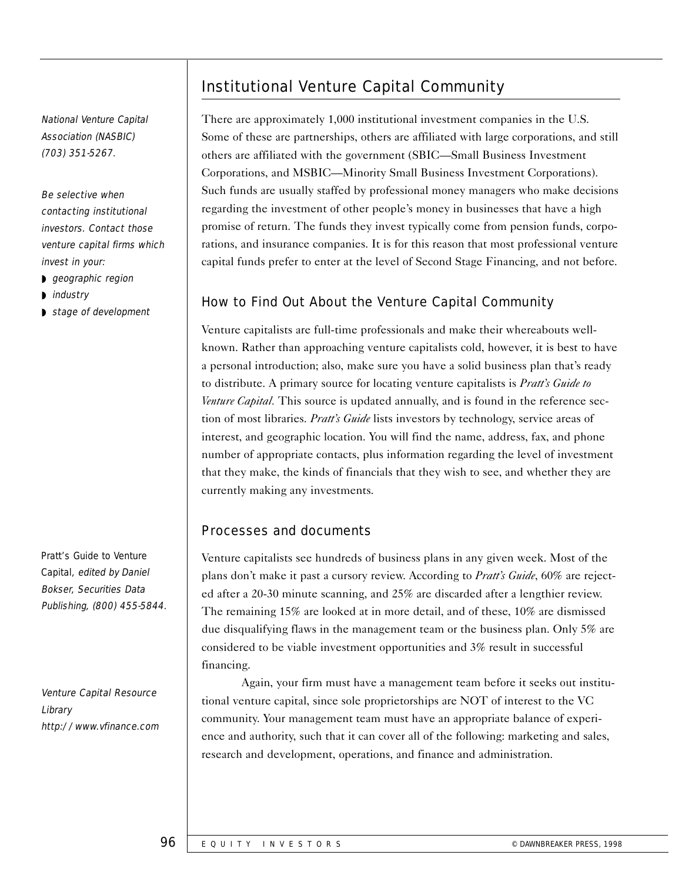## Institutional Venture Capital Community

*National Venture Capital Association (NASBIC) (703) 351-5267.*

There are approximately 1,000 institutional investment companies in the U.S. Some of these are partnerships, others are affiliated with large corporations, and still others are affiliated with the government (SBIC—Small Business Investment Corporations, and MSBIC—Minority Small Business Investment Corporations). Such funds are usually staffed by professional money managers who make decisions regarding the investment of other people's money in businesses that have a high promise of return. The funds they invest typically come from pension funds, corporations, and insurance companies. It is for this reason that most professional venture capital funds prefer to enter at the level of Second Stage Financing, and not before.

*Be selective when contacting institutional investors. Contact those venture capital firms which invest in your:*

- *geographic region*
- *industry*
- *stage of development*

### How to Find Out About the Venture Capital Community

Venture capitalists are full-time professionals and make their whereabouts well-known. Rather than approaching venture capitalists cold, however, it is best to have a personal introduction; also, make sure you have a solid business plan that's ready to distribute. A primary source for locating venture capitalists is *Pratt's Guide to Venture Capital.* This source is updated annually, and is found in the reference section of most libraries. *Pratt's Guide* lists investors by technology, service areas of interest, and geographic location. You will find the name, address, fax, and phone number of appropriate contacts, plus information regarding the level of investment that they make, the kinds of financials that they wish to see, and whether they are currently making any investments.

### Processes and documents

Pratt's Guide to Venture Capital, *edited by Daniel Bokser, Securities Data Publishing, (800) 455-5844.*

Venture capitalists see hundreds of business plans in any given week. Most of the plans don't make it past a cursory review. According to *Pratt's Guide*, 60% are rejected after a 20-30 minute scanning, and 25% are discarded after a lengthier review. The remaining 15% are looked at in more detail, and of these, 10% are dismissed due disqualifying flaws in the management team or the business plan. Only 5% are considered to be viable investment opportunities and 3% result in successful financing.

*Venture Capital Resource Library http://www.vfinance.com*

Again, your firm must have a management team before it seeks out institutional venture capital, since sole proprietorships are NOT of interest to the VC community. Your management team must have an appropriate balance of experience and authority, such that it can cover all of the following: marketing and sales, research and development, operations, and finance and administration.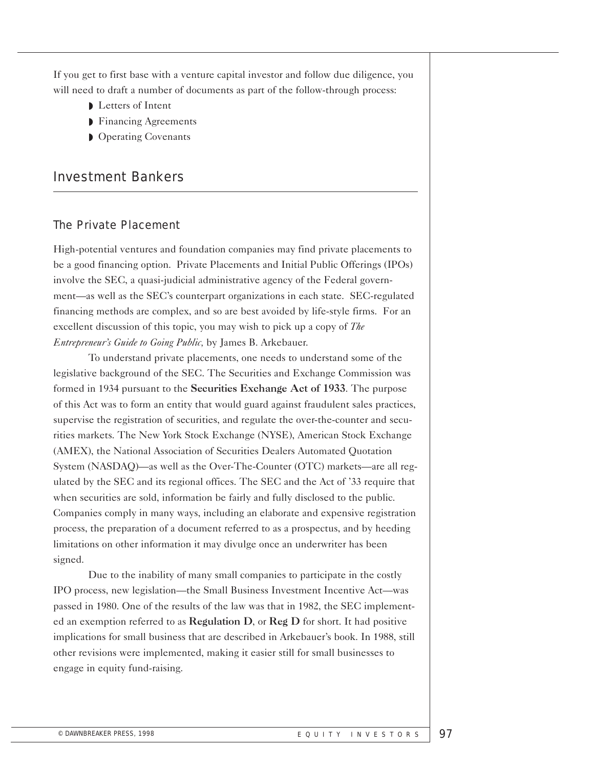If you get to first base with a venture capital investor and follow due diligence, you will need to draft a number of documents as part of the follow-through process:

- Letters of Intent
- Financing Agreements
- Operating Covenants

## Investment Bankers

### The Private Placement

High-potential ventures and foundation companies may find private placements to be a good financing option. Private Placements and Initial Public Offerings (IPOs) involve the SEC, a quasi-judicial administrative agency of the Federal government—as well as the SEC's counterpart organizations in each state. SEC-regulated financing methods are complex, and so are best avoided by life-style firms. For an excellent discussion of this topic, you may wish to pick up a copy of *The Entrepreneur's Guide to Going Public,* by James B. Arkebauer.

To understand private placements, one needs to understand some of the legislative background of the SEC. The Securities and Exchange Commission was formed in 1934 pursuant to the **Securities Exchange Act of 1933**. The purpose of this Act was to form an entity that would guard against fraudulent sales practices, supervise the registration of securities, and regulate the over-the-counter and securities markets. The New York Stock Exchange (NYSE), American Stock Exchange (AMEX), the National Association of Securities Dealers Automated Quotation System (NASDAQ)—as well as the Over-The-Counter (OTC) markets—are all regulated by the SEC and its regional offices. The SEC and the Act of '33 require that when securities are sold, information be fairly and fully disclosed to the public. Companies comply in many ways, including an elaborate and expensive registration process, the preparation of a document referred to as a prospectus, and by heeding limitations on other information it may divulge once an underwriter has been signed.

Due to the inability of many small companies to participate in the costly IPO process, new legislation—the Small Business Investment Incentive Act—was passed in 1980. One of the results of the law was that in 1982, the SEC implemented an exemption referred to as **Regulation D**, or **Reg D** for short. It had positive implications for small business that are described in Arkebauer's book. In 1988, still other revisions were implemented, making it easier still for small businesses to engage in equity fund-raising.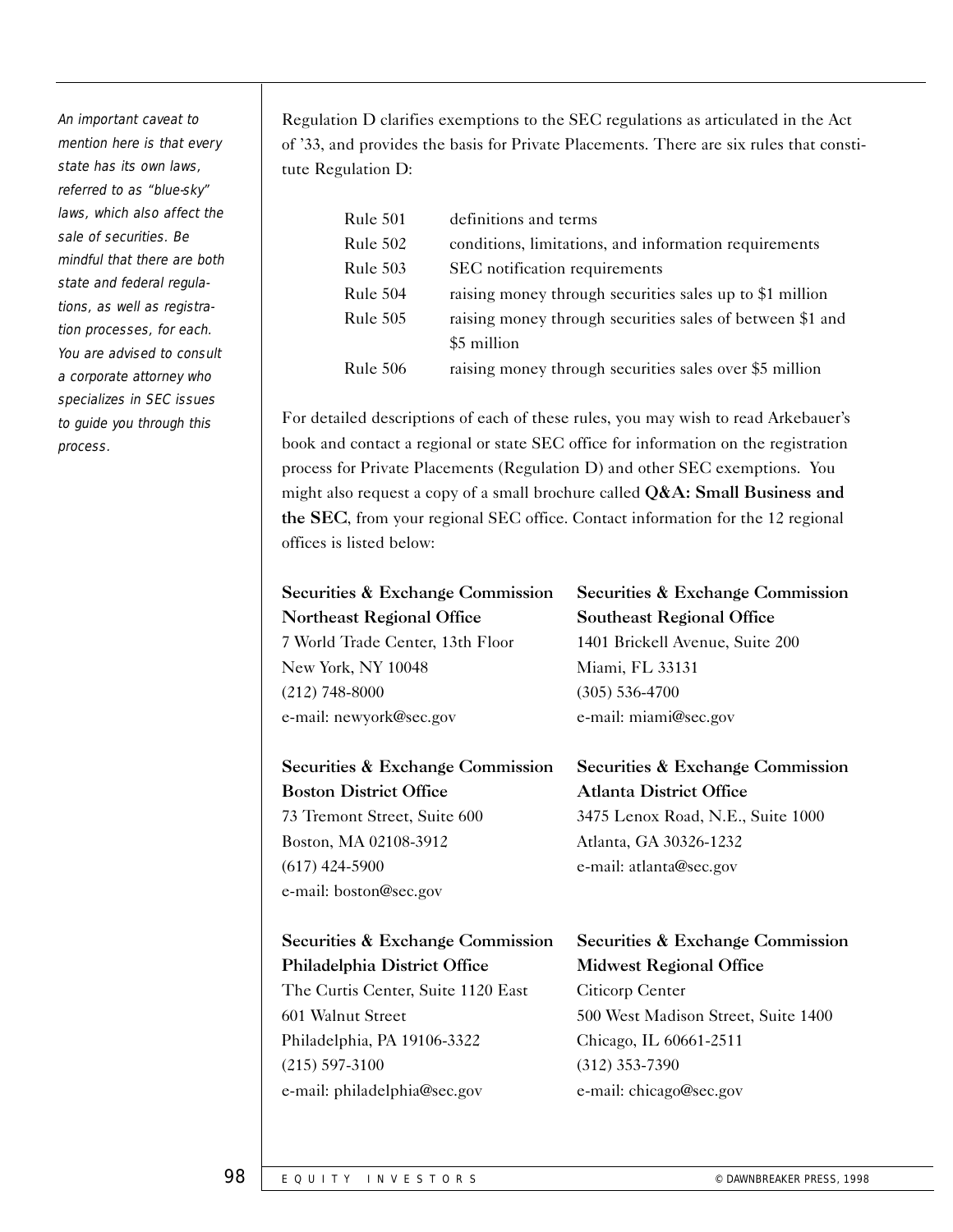*An important caveat to mention here is that every state has its own laws, referred to as "blue-sky" laws, which also affect the sale of securities. Be mindful that there are both state and federal regulations, as well as registration processes, for each. You are advised to consult a corporate attorney who specializes in SEC issues to guide you through this process.*

Regulation D clarifies exemptions to the SEC regulations as articulated in the Act of '33, and provides the basis for Private Placements. There are six rules that constitute Regulation D:

| | |
|---|---|
| Rule 501 | definitions and terms |
| Rule 502 | conditions, limitations, and information requirements |
| Rule 503 | SEC notification requirements |
| Rule 504 | raising money through securities sales up to $1 million |
| Rule 505 | raising money through securities sales of between $1 and $5 million |
| Rule 506 | raising money through securities sales over $5 million |

For detailed descriptions of each of these rules, you may wish to read Arkebauer's book and contact a regional or state SEC office for information on the registration process for Private Placements (Regulation D) and other SEC exemptions. You might also request a copy of a small brochure called **Q&A: Small Business and the SEC**, from your regional SEC office. Contact information for the 12 regional offices is listed below:

**Securities & Exchange Commission**
**Northeast Regional Office**
7 World Trade Center, 13th Floor
New York, NY 10048
(212) 748-8000
e-mail: newyork@sec.gov

**Securities & Exchange Commission**
**Boston District Office**
73 Tremont Street, Suite 600
Boston, MA 02108-3912
(617) 424-5900
e-mail: boston@sec.gov

**Securities & Exchange Commission**
**Philadelphia District Office**
The Curtis Center, Suite 1120 East
601 Walnut Street
Philadelphia, PA 19106-3322
(215) 597-3100
e-mail: philadelphia@sec.gov

**Securities & Exchange Commission**
**Southeast Regional Office**
1401 Brickell Avenue, Suite 200
Miami, FL 33131
(305) 536-4700
e-mail: miami@sec.gov

**Securities & Exchange Commission**
**Atlanta District Office**
3475 Lenox Road, N.E., Suite 1000
Atlanta, GA 30326-1232
e-mail: atlanta@sec.gov

**Securities & Exchange Commission**
**Midwest Regional Office**
Citicorp Center
500 West Madison Street, Suite 1400
Chicago, IL 60661-2511
(312) 353-7390
e-mail: chicago@sec.gov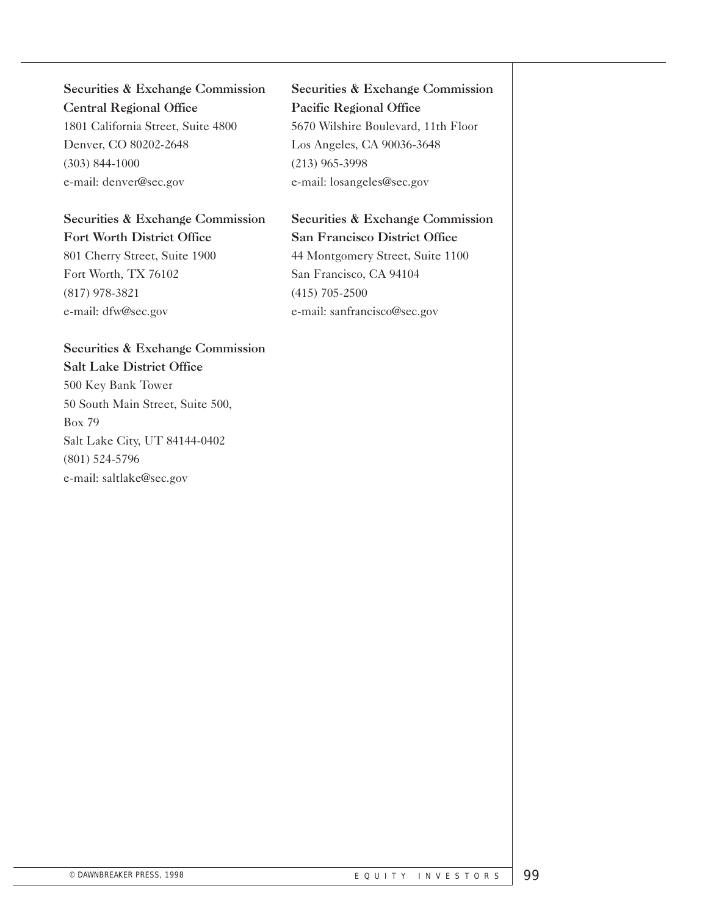**Securities & Exchange Commission**
**Central Regional Office**
1801 California Street, Suite 4800
Denver, CO 80202-2648
(303) 844-1000
e-mail: denver@sec.gov

**Securities & Exchange Commission**
**Fort Worth District Office**
801 Cherry Street, Suite 1900
Fort Worth, TX 76102
(817) 978-3821
e-mail: dfw@sec.gov

**Securities & Exchange Commission**
**Salt Lake District Office**
500 Key Bank Tower
50 South Main Street, Suite 500,
Box 79
Salt Lake City, UT 84144-0402
(801) 524-5796
e-mail: saltlake@sec.gov

**Securities & Exchange Commission**
**Pacific Regional Office**
5670 Wilshire Boulevard, 11th Floor
Los Angeles, CA 90036-3648
(213) 965-3998
e-mail: losangeles@sec.gov

**Securities & Exchange Commission**
**San Francisco District Office**
44 Montgomery Street, Suite 1100
San Francisco, CA 94104
(415) 705-2500
e-mail: sanfrancisco@sec.gov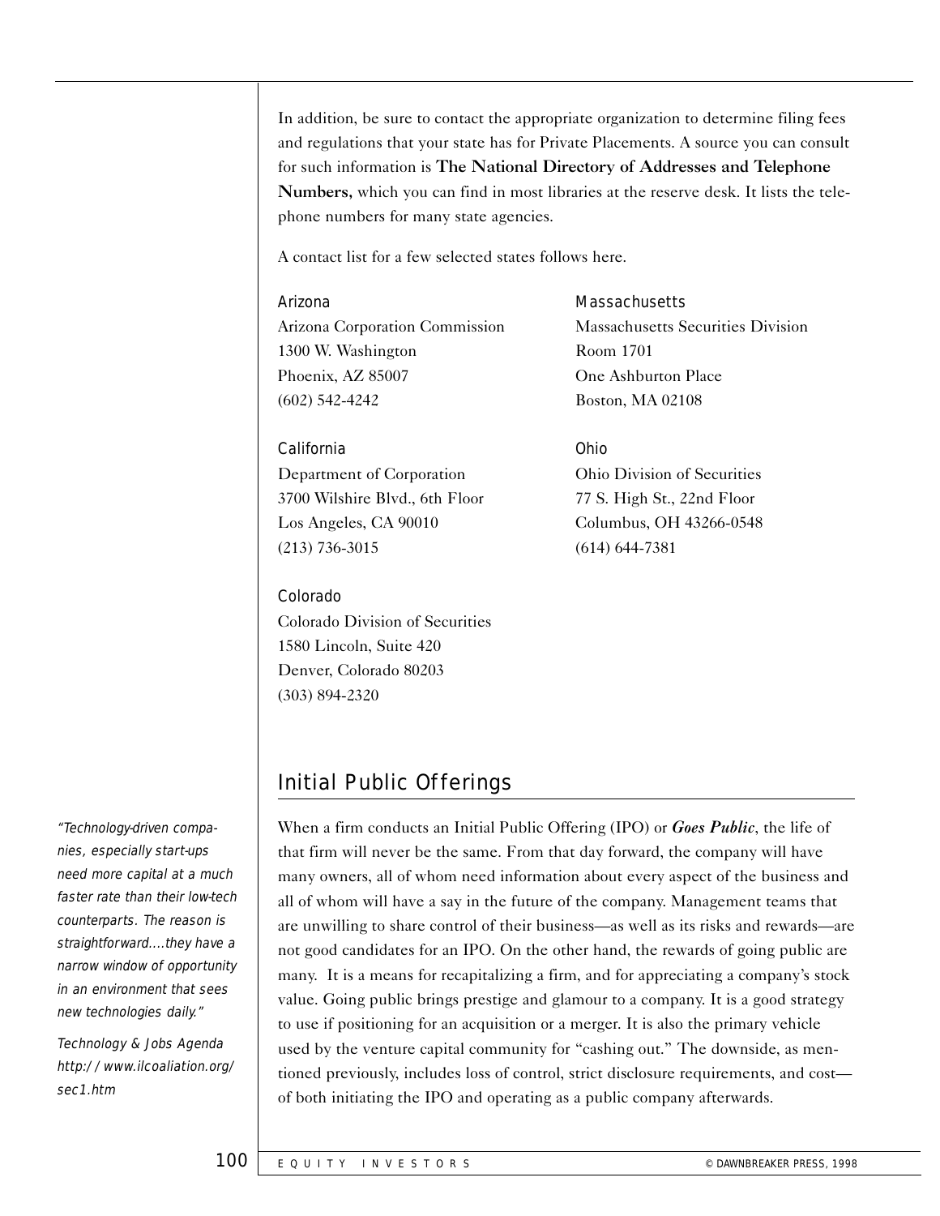In addition, be sure to contact the appropriate organization to determine filing fees and regulations that your state has for Private Placements. A source you can consult for such information is **The National Directory of Addresses and Telephone Numbers,** which you can find in most libraries at the reserve desk. It lists the telephone numbers for many state agencies.

A contact list for a few selected states follows here.

Arizona
Arizona Corporation Commission
1300 W. Washington
Phoenix, AZ 85007
(602) 542-4242

California
Department of Corporation
3700 Wilshire Blvd., 6th Floor
Los Angeles, CA 90010
(213) 736-3015

Colorado
Colorado Division of Securities
1580 Lincoln, Suite 420
Denver, Colorado 80203
(303) 894-2320

Massachusetts
Massachusetts Securities Division
Room 1701
One Ashburton Place
Boston, MA 02108

Ohio
Ohio Division of Securities
77 S. High St., 22nd Floor
Columbus, OH 43266-0548
(614) 644-7381

## Initial Public Offerings

*"Technology-driven companies, especially start-ups need more capital at a much faster rate than their low-tech counterparts. The reason is straightforward....they have a narrow window of opportunity in an environment that sees new technologies daily."*

*Technology & Jobs Agenda http://www.ilcoaliation.org/sec1.htm*

When a firm conducts an Initial Public Offering (IPO) or ***Goes Public***, the life of that firm will never be the same. From that day forward, the company will have many owners, all of whom need information about every aspect of the business and all of whom will have a say in the future of the company. Management teams that are unwilling to share control of their business—as well as its risks and rewards—are not good candidates for an IPO. On the other hand, the rewards of going public are many. It is a means for recapitalizing a firm, and for appreciating a company's stock value. Going public brings prestige and glamour to a company. It is a good strategy to use if positioning for an acquisition or a merger. It is also the primary vehicle used by the venture capital community for "cashing out." The downside, as mentioned previously, includes loss of control, strict disclosure requirements, and cost—of both initiating the IPO and operating as a public company afterwards.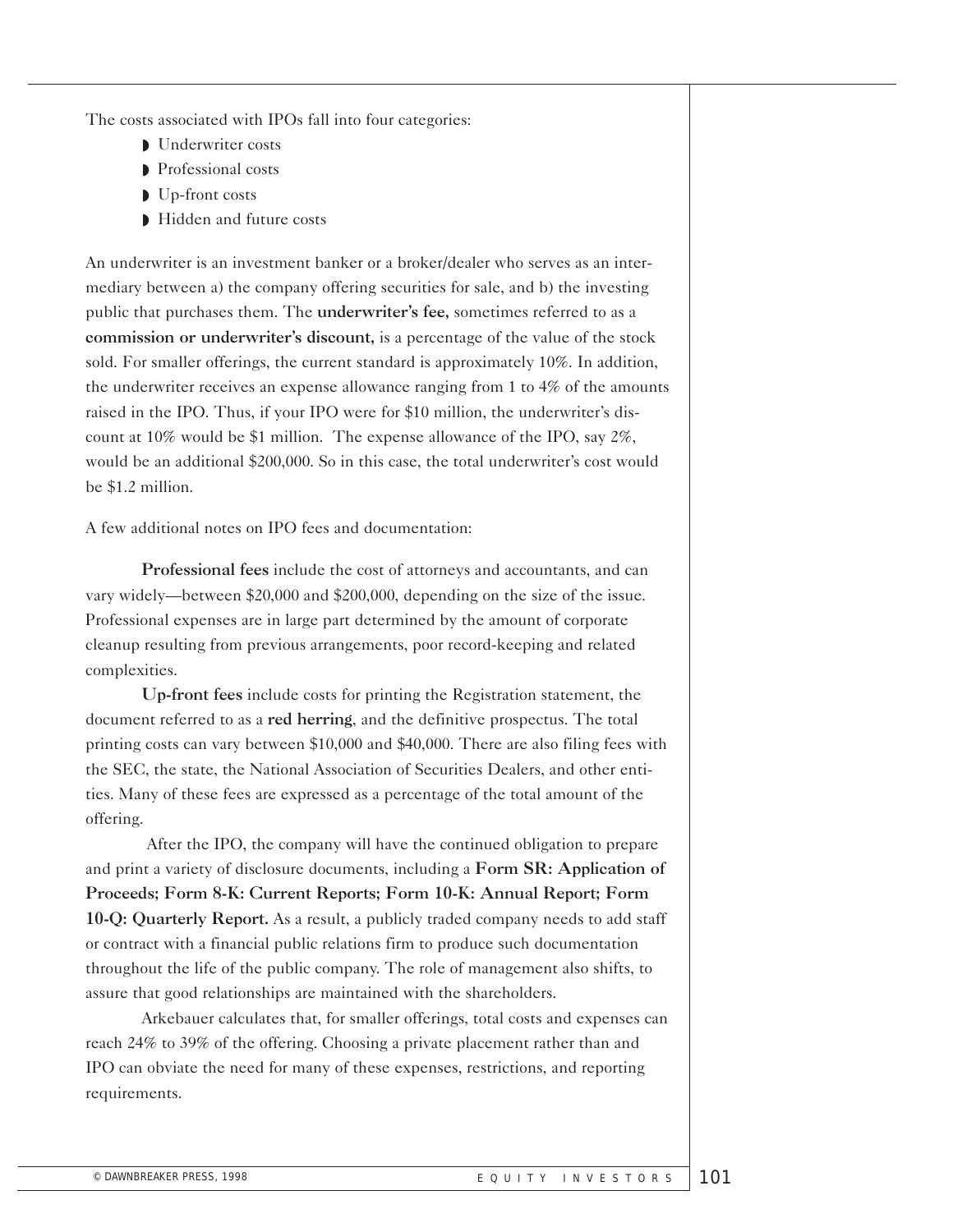The costs associated with IPOs fall into four categories:

- Underwriter costs
- Professional costs
- Up-front costs
- Hidden and future costs

An underwriter is an investment banker or a broker/dealer who serves as an intermediary between a) the company offering securities for sale, and b) the investing public that purchases them. The **underwriter's fee,** sometimes referred to as a **commission or underwriter's discount,** is a percentage of the value of the stock sold. For smaller offerings, the current standard is approximately 10%. In addition, the underwriter receives an expense allowance ranging from 1 to 4% of the amounts raised in the IPO. Thus, if your IPO were for $10 million, the underwriter's discount at 10% would be $1 million. The expense allowance of the IPO, say 2%, would be an additional $200,000. So in this case, the total underwriter's cost would be $1.2 million.

A few additional notes on IPO fees and documentation:

**Professional fees** include the cost of attorneys and accountants, and can vary widely—between $20,000 and $200,000, depending on the size of the issue. Professional expenses are in large part determined by the amount of corporate cleanup resulting from previous arrangements, poor record-keeping and related complexities.

**Up-front fees** include costs for printing the Registration statement, the document referred to as a **red herring**, and the definitive prospectus. The total printing costs can vary between $10,000 and $40,000. There are also filing fees with the SEC, the state, the National Association of Securities Dealers, and other entities. Many of these fees are expressed as a percentage of the total amount of the offering.

After the IPO, the company will have the continued obligation to prepare and print a variety of disclosure documents, including a **Form SR: Application of Proceeds; Form 8-K: Current Reports; Form 10-K: Annual Report; Form 10-Q: Quarterly Report.** As a result, a publicly traded company needs to add staff or contract with a financial public relations firm to produce such documentation throughout the life of the public company. The role of management also shifts, to assure that good relationships are maintained with the shareholders.

Arkebauer calculates that, for smaller offerings, total costs and expenses can reach 24% to 39% of the offering. Choosing a private placement rather than and IPO can obviate the need for many of these expenses, restrictions, and reporting requirements.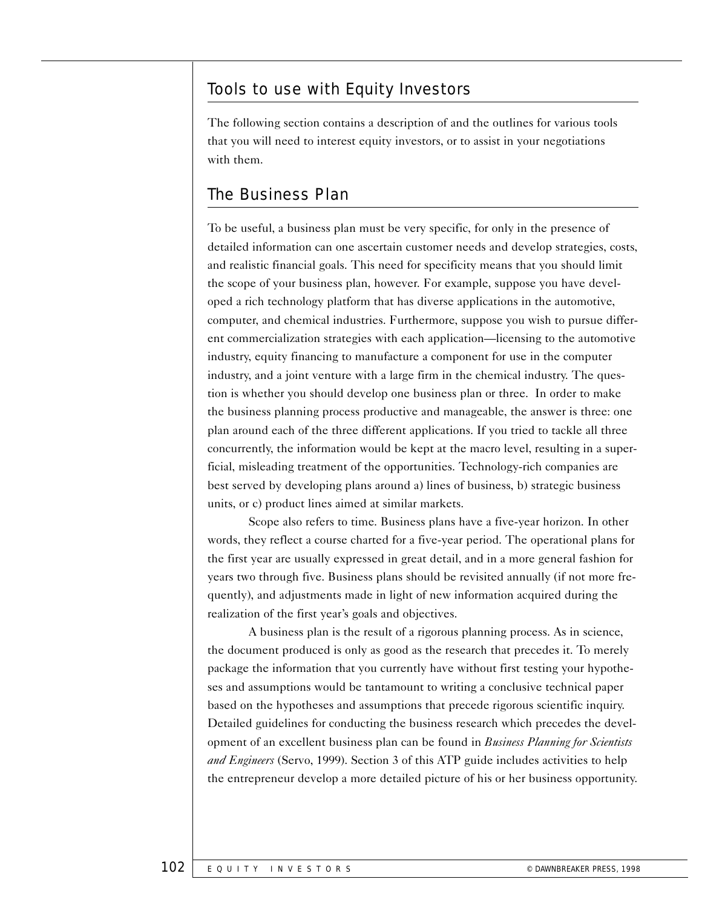## Tools to use with Equity Investors

The following section contains a description of and the outlines for various tools that you will need to interest equity investors, or to assist in your negotiations with them.

## The Business Plan

To be useful, a business plan must be very specific, for only in the presence of detailed information can one ascertain customer needs and develop strategies, costs, and realistic financial goals. This need for specificity means that you should limit the scope of your business plan, however. For example, suppose you have developed a rich technology platform that has diverse applications in the automotive, computer, and chemical industries. Furthermore, suppose you wish to pursue different commercialization strategies with each application—licensing to the automotive industry, equity financing to manufacture a component for use in the computer industry, and a joint venture with a large firm in the chemical industry. The question is whether you should develop one business plan or three. In order to make the business planning process productive and manageable, the answer is three: one plan around each of the three different applications. If you tried to tackle all three concurrently, the information would be kept at the macro level, resulting in a superficial, misleading treatment of the opportunities. Technology-rich companies are best served by developing plans around a) lines of business, b) strategic business units, or c) product lines aimed at similar markets.

Scope also refers to time. Business plans have a five-year horizon. In other words, they reflect a course charted for a five-year period. The operational plans for the first year are usually expressed in great detail, and in a more general fashion for years two through five. Business plans should be revisited annually (if not more frequently), and adjustments made in light of new information acquired during the realization of the first year's goals and objectives.

A business plan is the result of a rigorous planning process. As in science, the document produced is only as good as the research that precedes it. To merely package the information that you currently have without first testing your hypotheses and assumptions would be tantamount to writing a conclusive technical paper based on the hypotheses and assumptions that precede rigorous scientific inquiry. Detailed guidelines for conducting the business research which precedes the development of an excellent business plan can be found in *Business Planning for Scientists and Engineers* (Servo, 1999). Section 3 of this ATP guide includes activities to help the entrepreneur develop a more detailed picture of his or her business opportunity.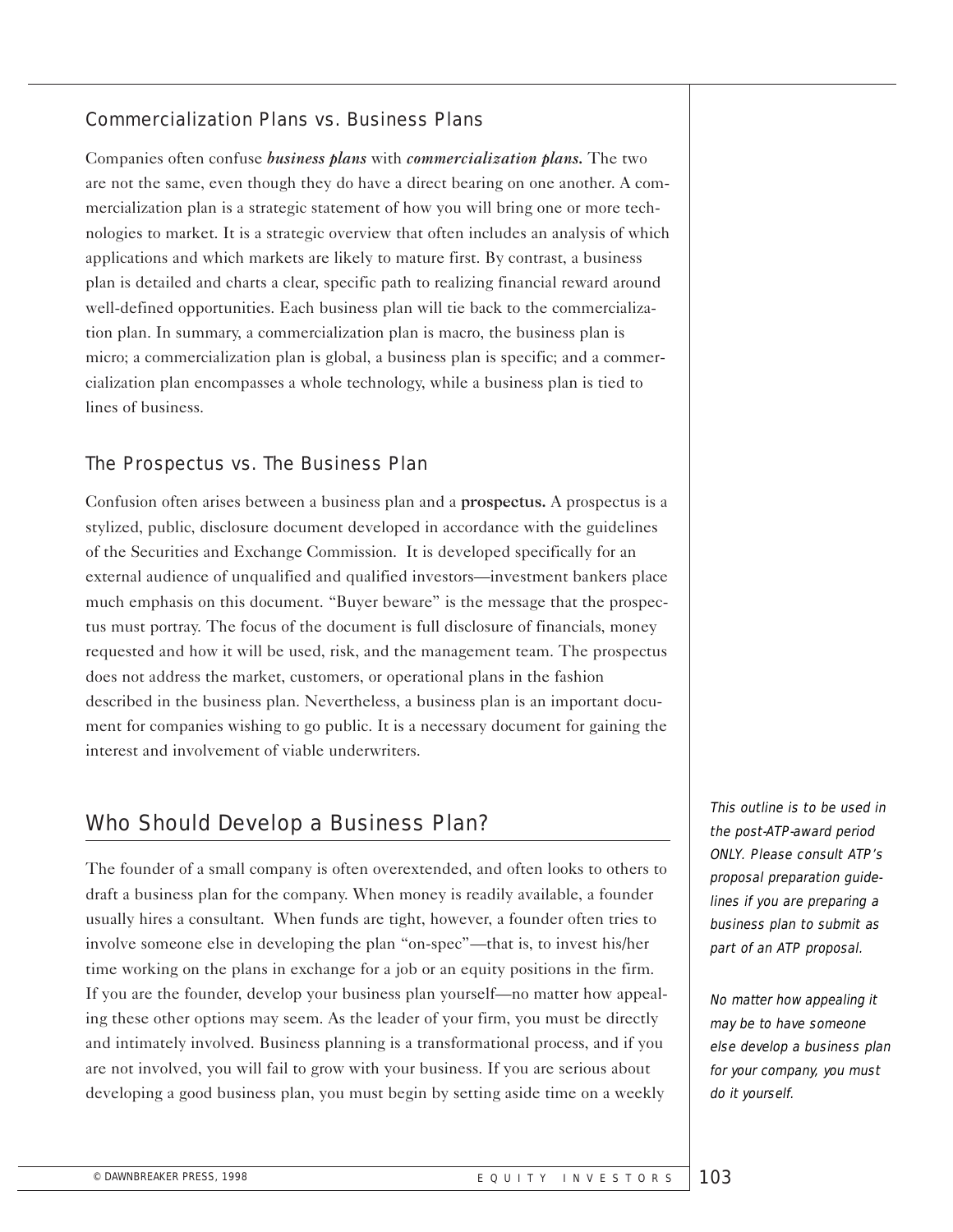### Commercialization Plans vs. Business Plans

Companies often confuse ***business plans*** with ***commercialization plans.*** The two are not the same, even though they do have a direct bearing on one another. A commercialization plan is a strategic statement of how you will bring one or more technologies to market. It is a strategic overview that often includes an analysis of which applications and which markets are likely to mature first. By contrast, a business plan is detailed and charts a clear, specific path to realizing financial reward around well-defined opportunities. Each business plan will tie back to the commercialization plan. In summary, a commercialization plan is macro, the business plan is micro; a commercialization plan is global, a business plan is specific; and a commercialization plan encompasses a whole technology, while a business plan is tied to lines of business.

### The Prospectus vs. The Business Plan

Confusion often arises between a business plan and a **prospectus.** A prospectus is a stylized, public, disclosure document developed in accordance with the guidelines of the Securities and Exchange Commission. It is developed specifically for an external audience of unqualified and qualified investors—investment bankers place much emphasis on this document. "Buyer beware" is the message that the prospectus must portray. The focus of the document is full disclosure of financials, money requested and how it will be used, risk, and the management team. The prospectus does not address the market, customers, or operational plans in the fashion described in the business plan. Nevertheless, a business plan is an important document for companies wishing to go public. It is a necessary document for gaining the interest and involvement of viable underwriters.

## Who Should Develop a Business Plan?

*This outline is to be used in the post-ATP-award period ONLY. Please consult ATP's proposal preparation guidelines if you are preparing a business plan to submit as part of an ATP proposal.*

The founder of a small company is often overextended, and often looks to others to draft a business plan for the company. When money is readily available, a founder usually hires a consultant. When funds are tight, however, a founder often tries to involve someone else in developing the plan "on-spec"—that is, to invest his/her time working on the plans in exchange for a job or an equity positions in the firm. If you are the founder, develop your business plan yourself—no matter how appealing these other options may seem. As the leader of your firm, you must be directly and intimately involved. Business planning is a transformational process, and if you are not involved, you will fail to grow with your business. If you are serious about developing a good business plan, you must begin by setting aside time on a weekly

*No matter how appealing it may be to have someone else develop a business plan for your company, you must do it yourself.*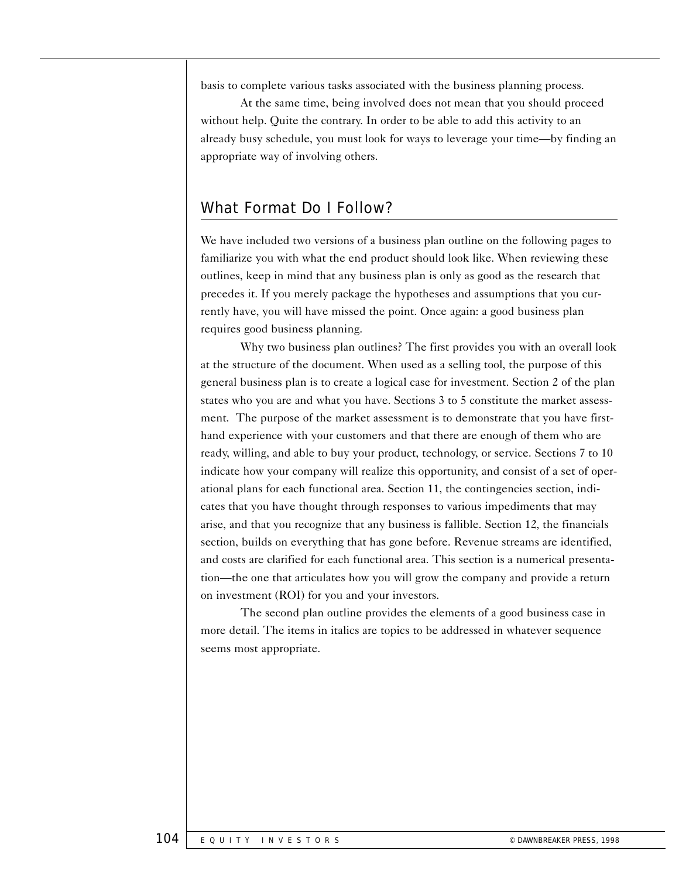basis to complete various tasks associated with the business planning process.

At the same time, being involved does not mean that you should proceed without help. Quite the contrary. In order to be able to add this activity to an already busy schedule, you must look for ways to leverage your time—by finding an appropriate way of involving others.

## What Format Do I Follow?

We have included two versions of a business plan outline on the following pages to familiarize you with what the end product should look like. When reviewing these outlines, keep in mind that any business plan is only as good as the research that precedes it. If you merely package the hypotheses and assumptions that you currently have, you will have missed the point. Once again: a good business plan requires good business planning.

Why two business plan outlines? The first provides you with an overall look at the structure of the document. When used as a selling tool, the purpose of this general business plan is to create a logical case for investment. Section 2 of the plan states who you are and what you have. Sections 3 to 5 constitute the market assessment. The purpose of the market assessment is to demonstrate that you have first-hand experience with your customers and that there are enough of them who are ready, willing, and able to buy your product, technology, or service. Sections 7 to 10 indicate how your company will realize this opportunity, and consist of a set of operational plans for each functional area. Section 11, the contingencies section, indicates that you have thought through responses to various impediments that may arise, and that you recognize that any business is fallible. Section 12, the financials section, builds on everything that has gone before. Revenue streams are identified, and costs are clarified for each functional area. This section is a numerical presentation—the one that articulates how you will grow the company and provide a return on investment (ROI) for you and your investors.

The second plan outline provides the elements of a good business case in more detail. The items in italics are topics to be addressed in whatever sequence seems most appropriate.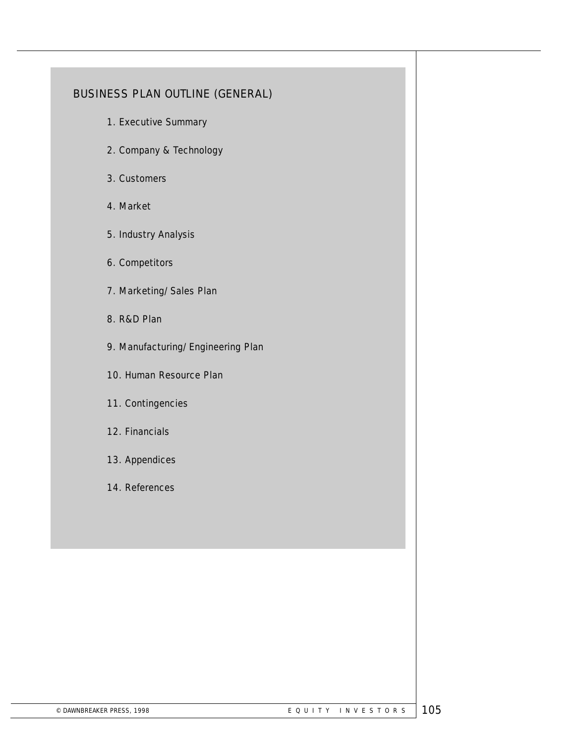## BUSINESS PLAN OUTLINE (GENERAL)

1. Executive Summary
2. Company & Technology
3. Customers
4. Market
5. Industry Analysis
6. Competitors
7. Marketing/Sales Plan
8. R&D Plan
9. Manufacturing/Engineering Plan
10. Human Resource Plan
11. Contingencies
12. Financials
13. Appendices
14. References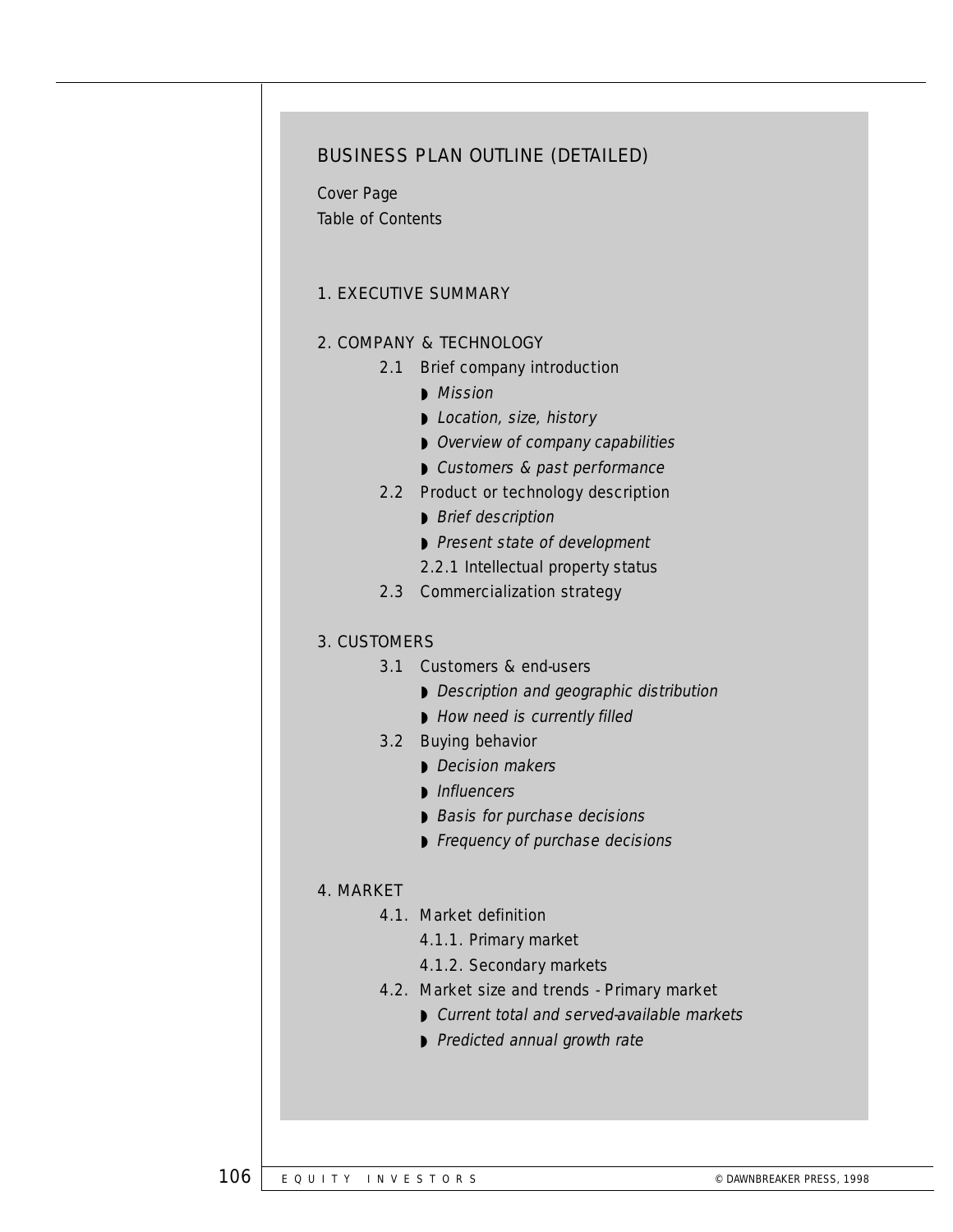## BUSINESS PLAN OUTLINE (DETAILED)

Cover Page
Table of Contents

### 1. EXECUTIVE SUMMARY

### 2. COMPANY & TECHNOLOGY

- 2.1 Brief company introduction
    - *Mission*
    - *Location, size, history*
    - *Overview of company capabilities*
    - *Customers & past performance*
- 2.2 Product or technology description
    - *Brief description*
    - *Present state of development*
    - 2.2.1 Intellectual property status
- 2.3 Commercialization strategy

### 3. CUSTOMERS

- 3.1 Customers & end-users
    - *Description and geographic distribution*
    - *How need is currently filled*
- 3.2 Buying behavior
    - *Decision makers*
    - *Influencers*
    - *Basis for purchase decisions*
    - *Frequency of purchase decisions*

### 4. MARKET

- 4.1. Market definition
    - 4.1.1. Primary market
    - 4.1.2. Secondary markets
- 4.2. Market size and trends - Primary market
    - *Current total and served-available markets*
    - *Predicted annual growth rate*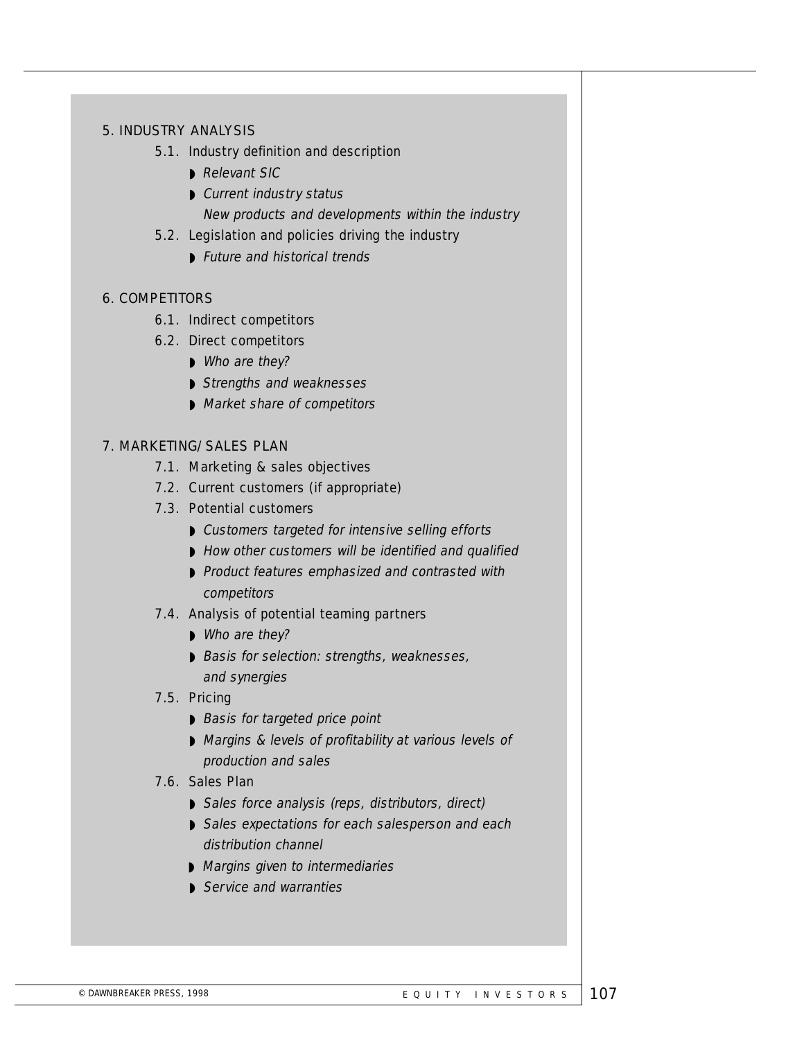5. INDUSTRY ANALYSIS

- 5.1. Industry definition and description
  - *Relevant SIC*
  - *Current industry status*
    *New products and developments within the industry*
- 5.2. Legislation and policies driving the industry
  - *Future and historical trends*

6. COMPETITORS

- 6.1. Indirect competitors
- 6.2. Direct competitors
  - *Who are they?*
  - *Strengths and weaknesses*
  - *Market share of competitors*

7. MARKETING/SALES PLAN

- 7.1. Marketing & sales objectives
- 7.2. Current customers (if appropriate)
- 7.3. Potential customers
  - *Customers targeted for intensive selling efforts*
  - *How other customers will be identified and qualified*
  - *Product features emphasized and contrasted with competitors*
- 7.4. Analysis of potential teaming partners
  - *Who are they?*
  - *Basis for selection: strengths, weaknesses, and synergies*
- 7.5. Pricing
  - *Basis for targeted price point*
  - *Margins & levels of profitability at various levels of production and sales*
- 7.6. Sales Plan
  - *Sales force analysis (reps, distributors, direct)*
  - *Sales expectations for each salesperson and each distribution channel*
  - *Margins given to intermediaries*
  - *Service and warranties*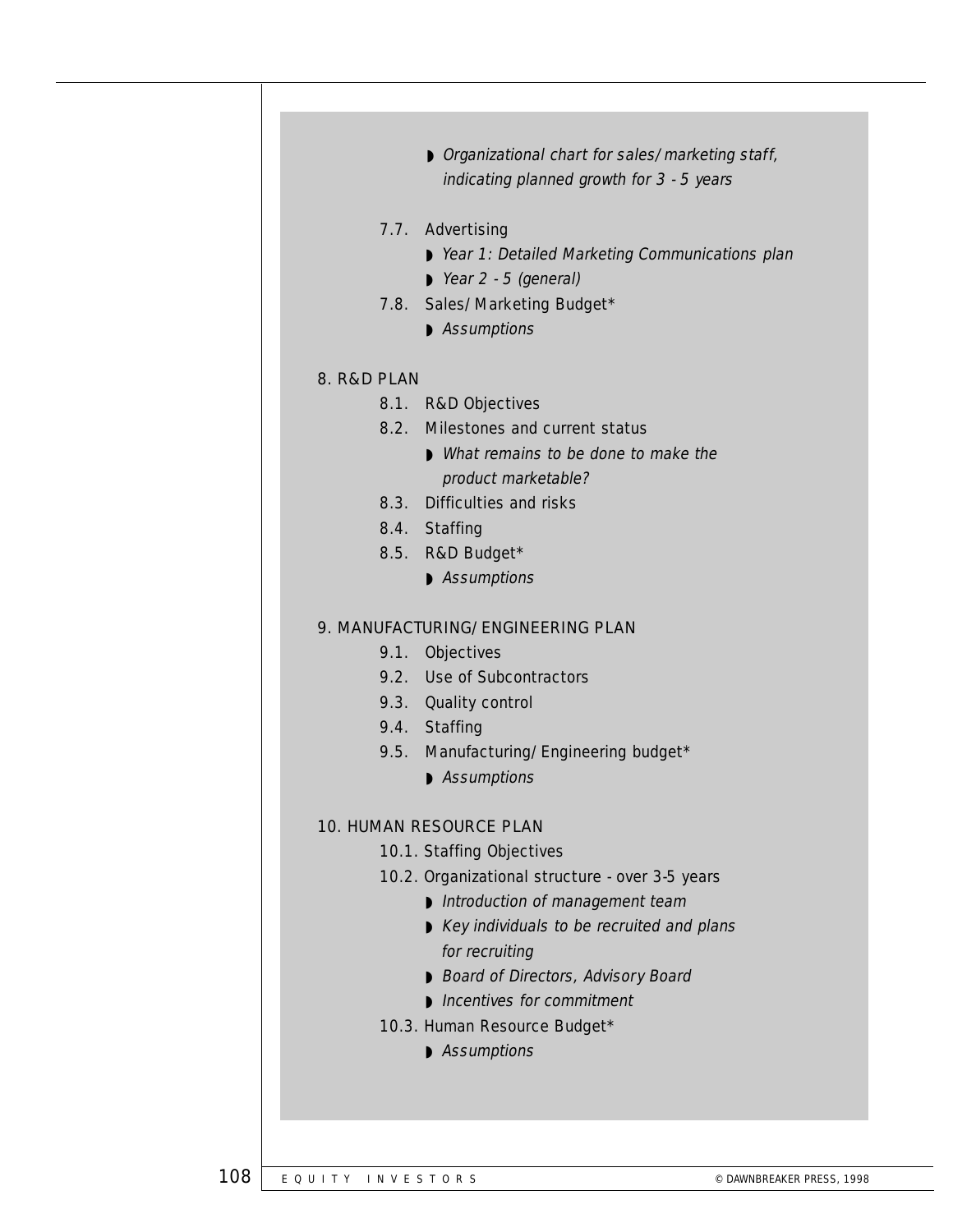- *Organizational chart for sales/marketing staff, indicating planned growth for 3 - 5 years*

7.7. Advertising
- *Year 1: Detailed Marketing Communications plan*
- *Year 2 - 5 (general)*

7.8. Sales/Marketing Budget*
- *Assumptions*

8. R&D PLAN

8.1. R&D Objectives

8.2. Milestones and current status
- *What remains to be done to make the product marketable?*

8.3. Difficulties and risks

8.4. Staffing

8.5. R&D Budget*
- *Assumptions*

9. MANUFACTURING/ENGINEERING PLAN

9.1. Objectives

9.2. Use of Subcontractors

9.3. Quality control

9.4. Staffing

9.5. Manufacturing/Engineering budget*
- *Assumptions*

10. HUMAN RESOURCE PLAN

10.1. Staffing Objectives

10.2. Organizational structure - over 3-5 years
- *Introduction of management team*
- *Key individuals to be recruited and plans for recruiting*
- *Board of Directors, Advisory Board*
- *Incentives for commitment*

10.3. Human Resource Budget*
- *Assumptions*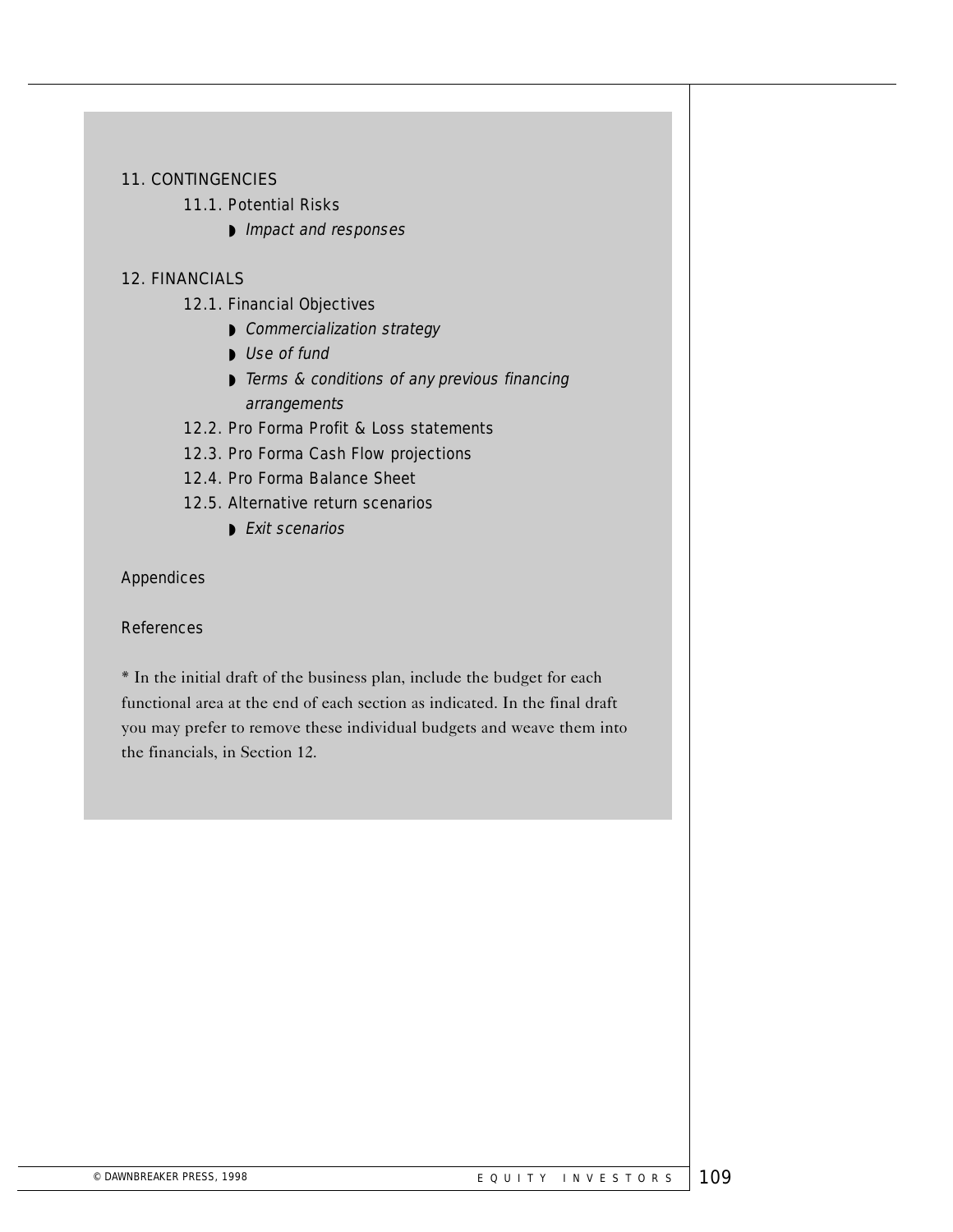11. CONTINGENCIES

- 11.1. Potential Risks
  - *Impact and responses*

12. FINANCIALS

- 12.1. Financial Objectives
  - *Commercialization strategy*
  - *Use of fund*
  - *Terms & conditions of any previous financing arrangements*
- 12.2. Pro Forma Profit & Loss statements
- 12.3. Pro Forma Cash Flow projections
- 12.4. Pro Forma Balance Sheet
- 12.5. Alternative return scenarios
  - *Exit scenarios*

Appendices

References

* In the initial draft of the business plan, include the budget for each functional area at the end of each section as indicated. In the final draft you may prefer to remove these individual budgets and weave them into the financials, in Section 12.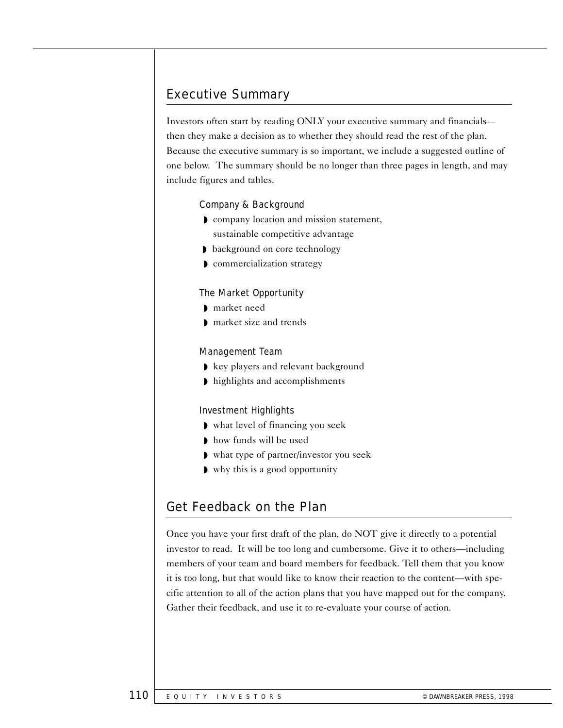## Executive Summary

Investors often start by reading ONLY your executive summary and financials—then they make a decision as to whether they should read the rest of the plan. Because the executive summary is so important, we include a suggested outline of one below. The summary should be no longer than three pages in length, and may include figures and tables.

### Company & Background

- company location and mission statement, sustainable competitive advantage
- background on core technology
- commercialization strategy

### The Market Opportunity

- market need
- market size and trends

### Management Team

- key players and relevant background
- highlights and accomplishments

### Investment Highlights

- what level of financing you seek
- how funds will be used
- what type of partner/investor you seek
- why this is a good opportunity

## Get Feedback on the Plan

Once you have your first draft of the plan, do NOT give it directly to a potential investor to read. It will be too long and cumbersome. Give it to others—including members of your team and board members for feedback. Tell them that you know it is too long, but that would like to know their reaction to the content—with specific attention to all of the action plans that you have mapped out for the company. Gather their feedback, and use it to re-evaluate your course of action.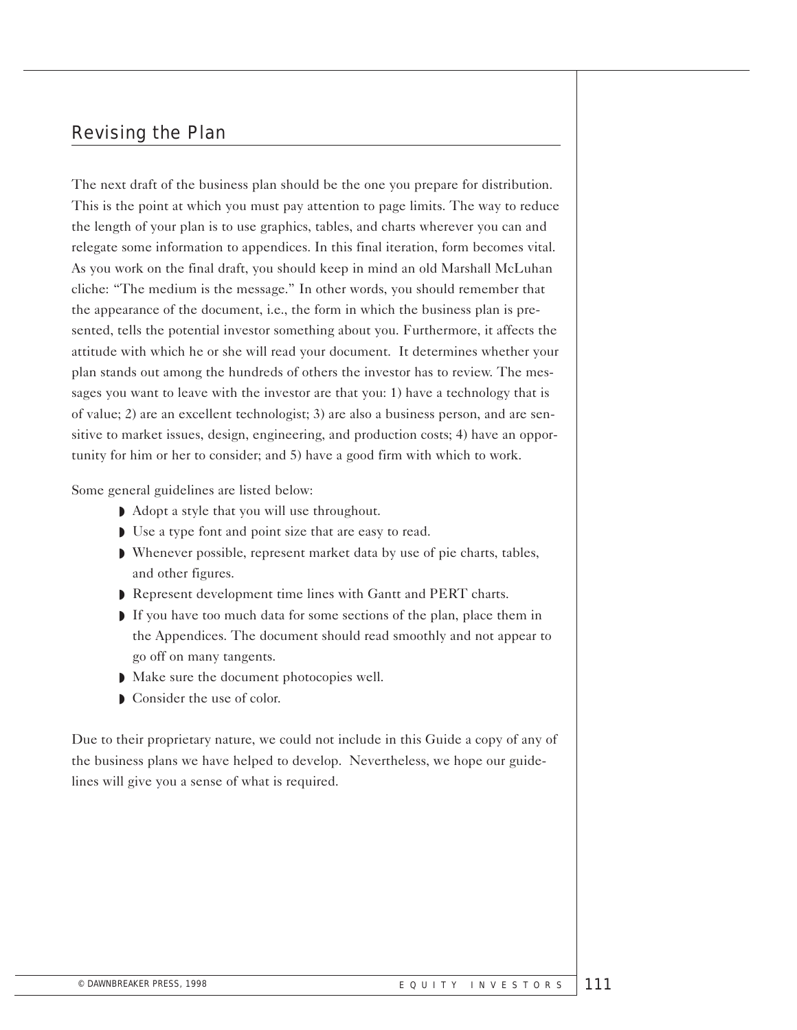## Revising the Plan

The next draft of the business plan should be the one you prepare for distribution. This is the point at which you must pay attention to page limits. The way to reduce the length of your plan is to use graphics, tables, and charts wherever you can and relegate some information to appendices. In this final iteration, form becomes vital. As you work on the final draft, you should keep in mind an old Marshall McLuhan cliche: "The medium is the message." In other words, you should remember that the appearance of the document, i.e., the form in which the business plan is presented, tells the potential investor something about you. Furthermore, it affects the attitude with which he or she will read your document. It determines whether your plan stands out among the hundreds of others the investor has to review. The messages you want to leave with the investor are that you: 1) have a technology that is of value; 2) are an excellent technologist; 3) are also a business person, and are sensitive to market issues, design, engineering, and production costs; 4) have an opportunity for him or her to consider; and 5) have a good firm with which to work.

Some general guidelines are listed below:

- Adopt a style that you will use throughout.
- Use a type font and point size that are easy to read.
- Whenever possible, represent market data by use of pie charts, tables, and other figures.
- Represent development time lines with Gantt and PERT charts.
- If you have too much data for some sections of the plan, place them in the Appendices. The document should read smoothly and not appear to go off on many tangents.
- Make sure the document photocopies well.
- Consider the use of color.

Due to their proprietary nature, we could not include in this Guide a copy of any of the business plans we have helped to develop. Nevertheless, we hope our guidelines will give you a sense of what is required.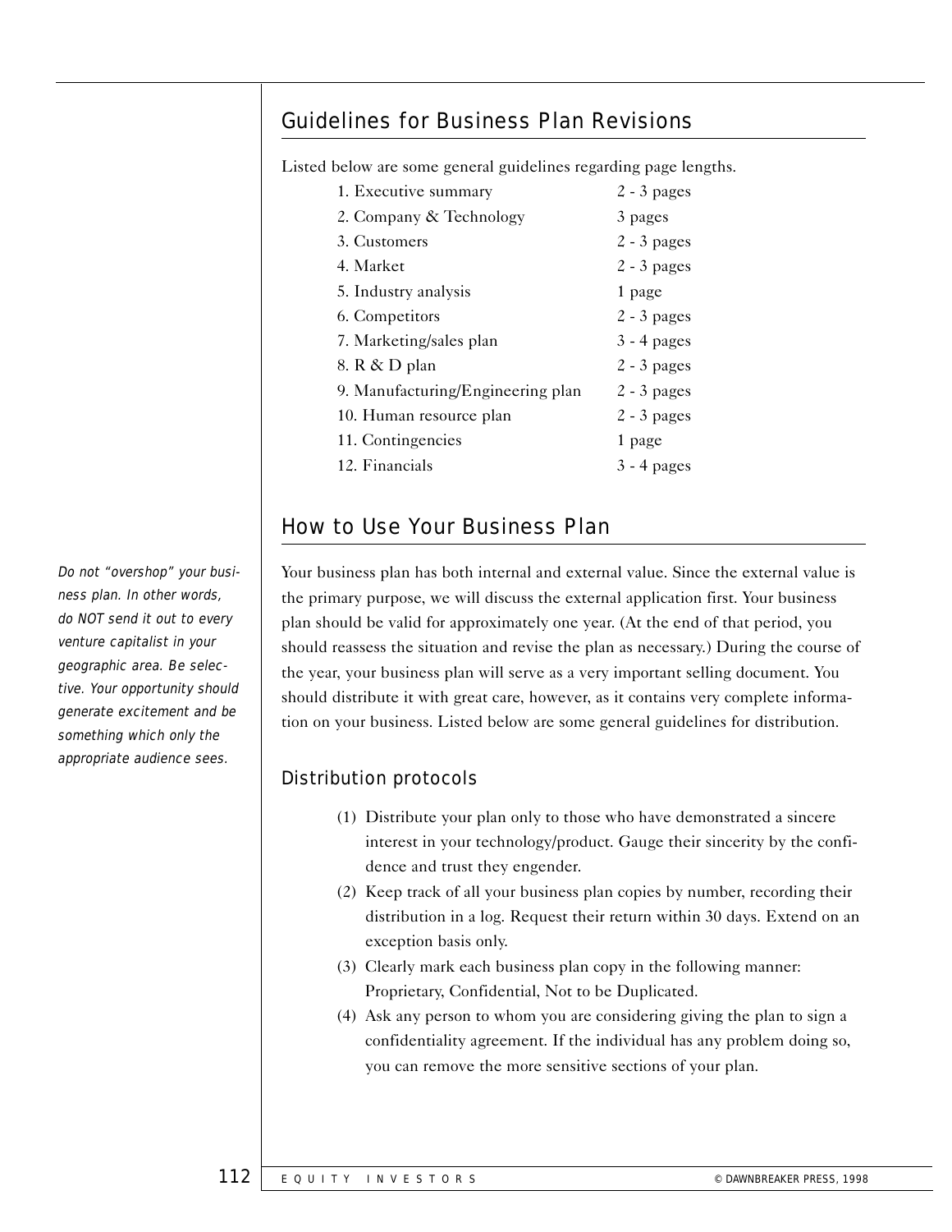## Guidelines for Business Plan Revisions

Listed below are some general guidelines regarding page lengths.

| Section | Length |
|---|---|
| 1. Executive summary | 2 - 3 pages |
| 2. Company & Technology | 3 pages |
| 3. Customers | 2 - 3 pages |
| 4. Market | 2 - 3 pages |
| 5. Industry analysis | 1 page |
| 6. Competitors | 2 - 3 pages |
| 7. Marketing/sales plan | 3 - 4 pages |
| 8. R & D plan | 2 - 3 pages |
| 9. Manufacturing/Engineering plan | 2 - 3 pages |
| 10. Human resource plan | 2 - 3 pages |
| 11. Contingencies | 1 page |
| 12. Financials | 3 - 4 pages |

## How to Use Your Business Plan

*Do not "overshop" your business plan. In other words, do NOT send it out to every venture capitalist in your geographic area. Be selective. Your opportunity should generate excitement and be something which only the appropriate audience sees.*

Your business plan has both internal and external value. Since the external value is the primary purpose, we will discuss the external application first. Your business plan should be valid for approximately one year. (At the end of that period, you should reassess the situation and revise the plan as necessary.) During the course of the year, your business plan will serve as a very important selling document. You should distribute it with great care, however, as it contains very complete information on your business. Listed below are some general guidelines for distribution.

### Distribution protocols

(1) Distribute your plan only to those who have demonstrated a sincere interest in your technology/product. Gauge their sincerity by the confidence and trust they engender.

(2) Keep track of all your business plan copies by number, recording their distribution in a log. Request their return within 30 days. Extend on an exception basis only.

(3) Clearly mark each business plan copy in the following manner: Proprietary, Confidential, Not to be Duplicated.

(4) Ask any person to whom you are considering giving the plan to sign a confidentiality agreement. If the individual has any problem doing so, you can remove the more sensitive sections of your plan.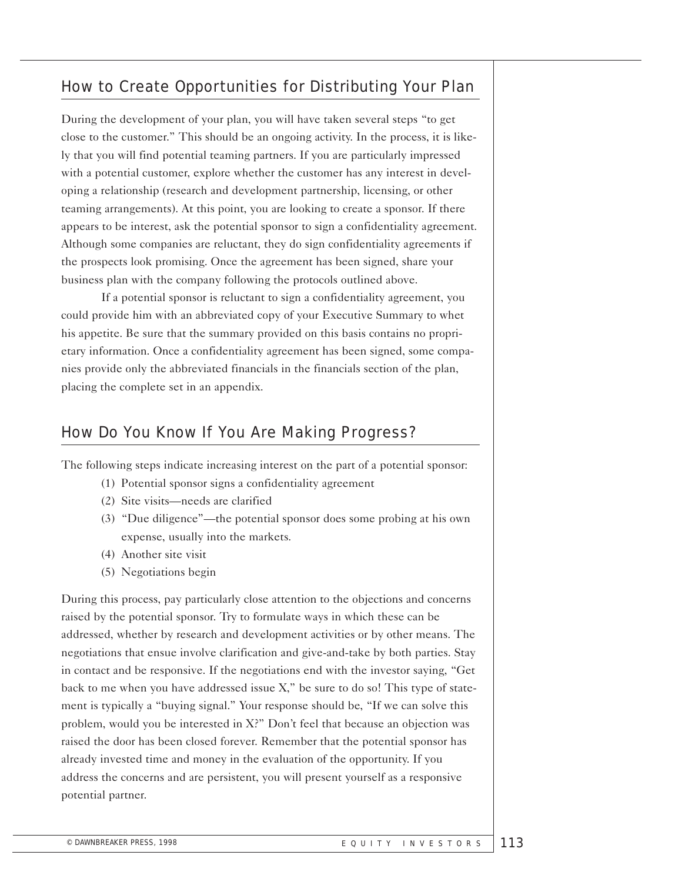## How to Create Opportunities for Distributing Your Plan

During the development of your plan, you will have taken several steps "to get close to the customer." This should be an ongoing activity. In the process, it is likely that you will find potential teaming partners. If you are particularly impressed with a potential customer, explore whether the customer has any interest in developing a relationship (research and development partnership, licensing, or other teaming arrangements). At this point, you are looking to create a sponsor. If there appears to be interest, ask the potential sponsor to sign a confidentiality agreement. Although some companies are reluctant, they do sign confidentiality agreements if the prospects look promising. Once the agreement has been signed, share your business plan with the company following the protocols outlined above.

If a potential sponsor is reluctant to sign a confidentiality agreement, you could provide him with an abbreviated copy of your Executive Summary to whet his appetite. Be sure that the summary provided on this basis contains no proprietary information. Once a confidentiality agreement has been signed, some companies provide only the abbreviated financials in the financials section of the plan, placing the complete set in an appendix.

## How Do You Know If You Are Making Progress?

The following steps indicate increasing interest on the part of a potential sponsor:

(1) Potential sponsor signs a confidentiality agreement
(2) Site visits—needs are clarified
(3) "Due diligence"—the potential sponsor does some probing at his own expense, usually into the markets.
(4) Another site visit
(5) Negotiations begin

During this process, pay particularly close attention to the objections and concerns raised by the potential sponsor. Try to formulate ways in which these can be addressed, whether by research and development activities or by other means. The negotiations that ensue involve clarification and give-and-take by both parties. Stay in contact and be responsive. If the negotiations end with the investor saying, "Get back to me when you have addressed issue X," be sure to do so! This type of statement is typically a "buying signal." Your response should be, "If we can solve this problem, would you be interested in X?" Don't feel that because an objection was raised the door has been closed forever. Remember that the potential sponsor has already invested time and money in the evaluation of the opportunity. If you address the concerns and are persistent, you will present yourself as a responsive potential partner.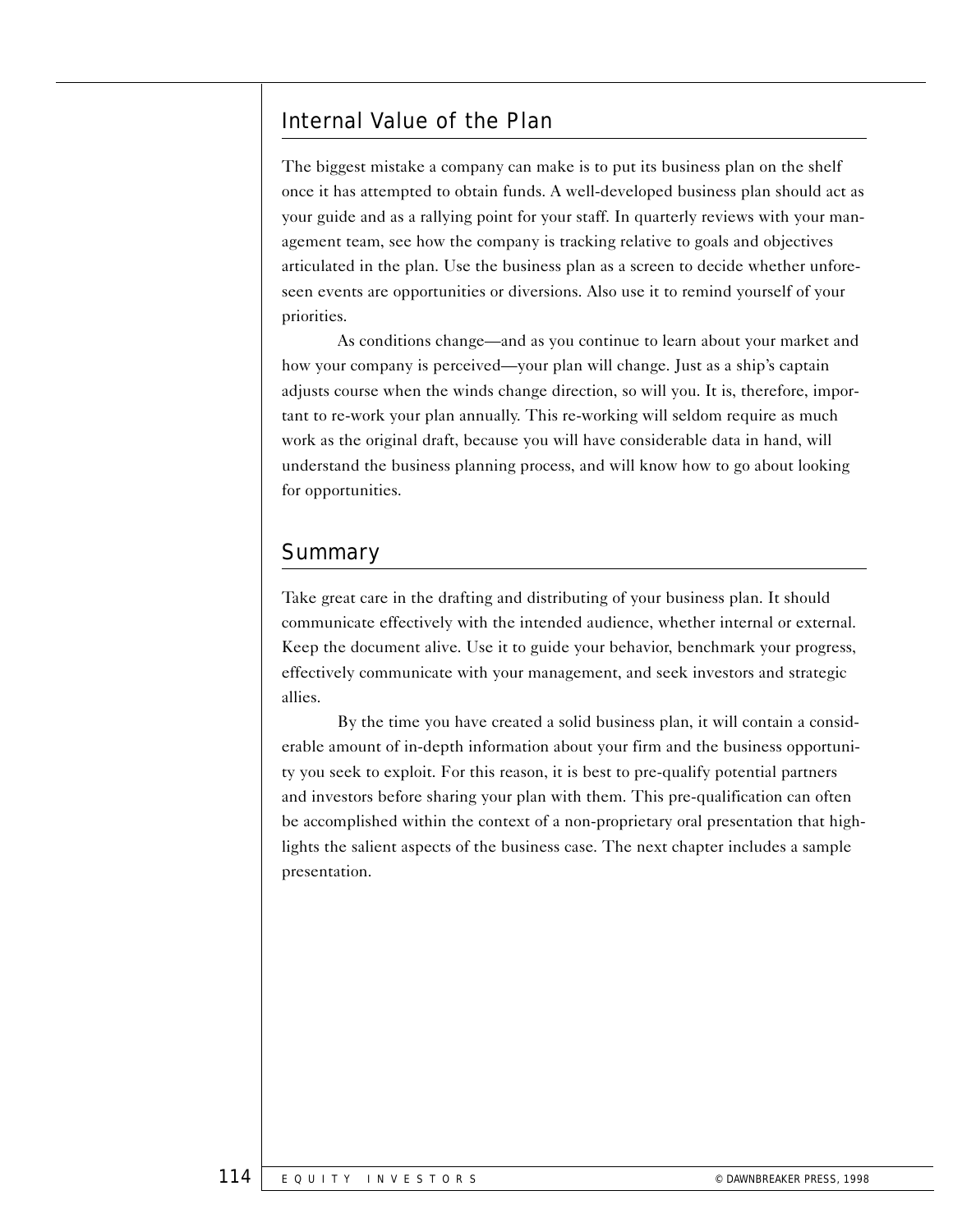## Internal Value of the Plan

The biggest mistake a company can make is to put its business plan on the shelf once it has attempted to obtain funds. A well-developed business plan should act as your guide and as a rallying point for your staff. In quarterly reviews with your management team, see how the company is tracking relative to goals and objectives articulated in the plan. Use the business plan as a screen to decide whether unforeseen events are opportunities or diversions. Also use it to remind yourself of your priorities.

As conditions change—and as you continue to learn about your market and how your company is perceived—your plan will change. Just as a ship's captain adjusts course when the winds change direction, so will you. It is, therefore, important to re-work your plan annually. This re-working will seldom require as much work as the original draft, because you will have considerable data in hand, will understand the business planning process, and will know how to go about looking for opportunities.

## Summary

Take great care in the drafting and distributing of your business plan. It should communicate effectively with the intended audience, whether internal or external. Keep the document alive. Use it to guide your behavior, benchmark your progress, effectively communicate with your management, and seek investors and strategic allies.

By the time you have created a solid business plan, it will contain a considerable amount of in-depth information about your firm and the business opportunity you seek to exploit. For this reason, it is best to pre-qualify potential partners and investors before sharing your plan with them. This pre-qualification can often be accomplished within the context of a non-proprietary oral presentation that highlights the salient aspects of the business case. The next chapter includes a sample presentation.